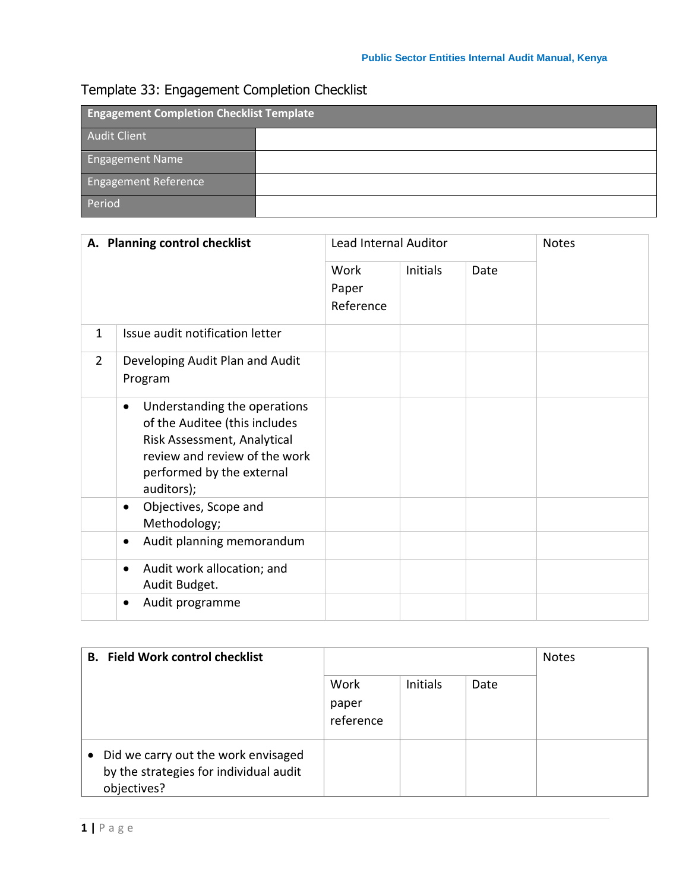## Template 33: Engagement Completion Checklist

| Engagement Completion Checklist Template | |
|---|---|
| Audit Client | |
| Engagement Name | |
| Engagement Reference | |
| Period | |

| A. Planning control checklist | | Lead Internal Auditor | | | Notes |
|---|---|---|---|---|---|
| | | Work Paper Reference | Initials | Date | |
| 1 | Issue audit notification letter | | | | |
| 2 | Developing Audit Plan and Audit Program | | | | |
| | • Understanding the operations of the Auditee (this includes Risk Assessment, Analytical review and review of the work performed by the external auditors); | | | | |
| | • Objectives, Scope and Methodology; | | | | |
| | • Audit planning memorandum | | | | |
| | • Audit work allocation; and Audit Budget. | | | | |
| | • Audit programme | | | | |

| B. Field Work control checklist | | | | Notes |
|---|---|---|---|---|
| | Work paper reference | Initials | Date | |
| • Did we carry out the work envisaged by the strategies for individual audit objectives? | | | | |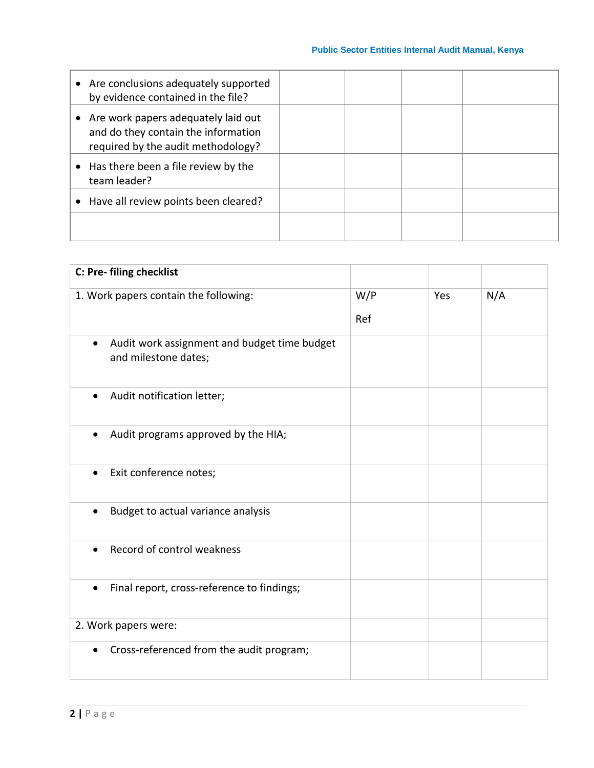| | | | | |
|---|---|---|---|---|
| • Are conclusions adequately supported by evidence contained in the file? | | | | |
| • Are work papers adequately laid out and do they contain the information required by the audit methodology? | | | | |
| • Has there been a file review by the team leader? | | | | |
| • Have all review points been cleared? | | | | |
| | | | | |

| **C: Pre- filing checklist** | | | |
|---|---|---|---|
| 1. Work papers contain the following: | W/P Ref | Yes | N/A |
| • Audit work assignment and budget time budget and milestone dates; | | | |
| • Audit notification letter; | | | |
| • Audit programs approved by the HIA; | | | |
| • Exit conference notes; | | | |
| • Budget to actual variance analysis | | | |
| • Record of control weakness | | | |
| • Final report, cross-reference to findings; | | | |
| 2. Work papers were: | | | |
| • Cross-referenced from the audit program; | | | |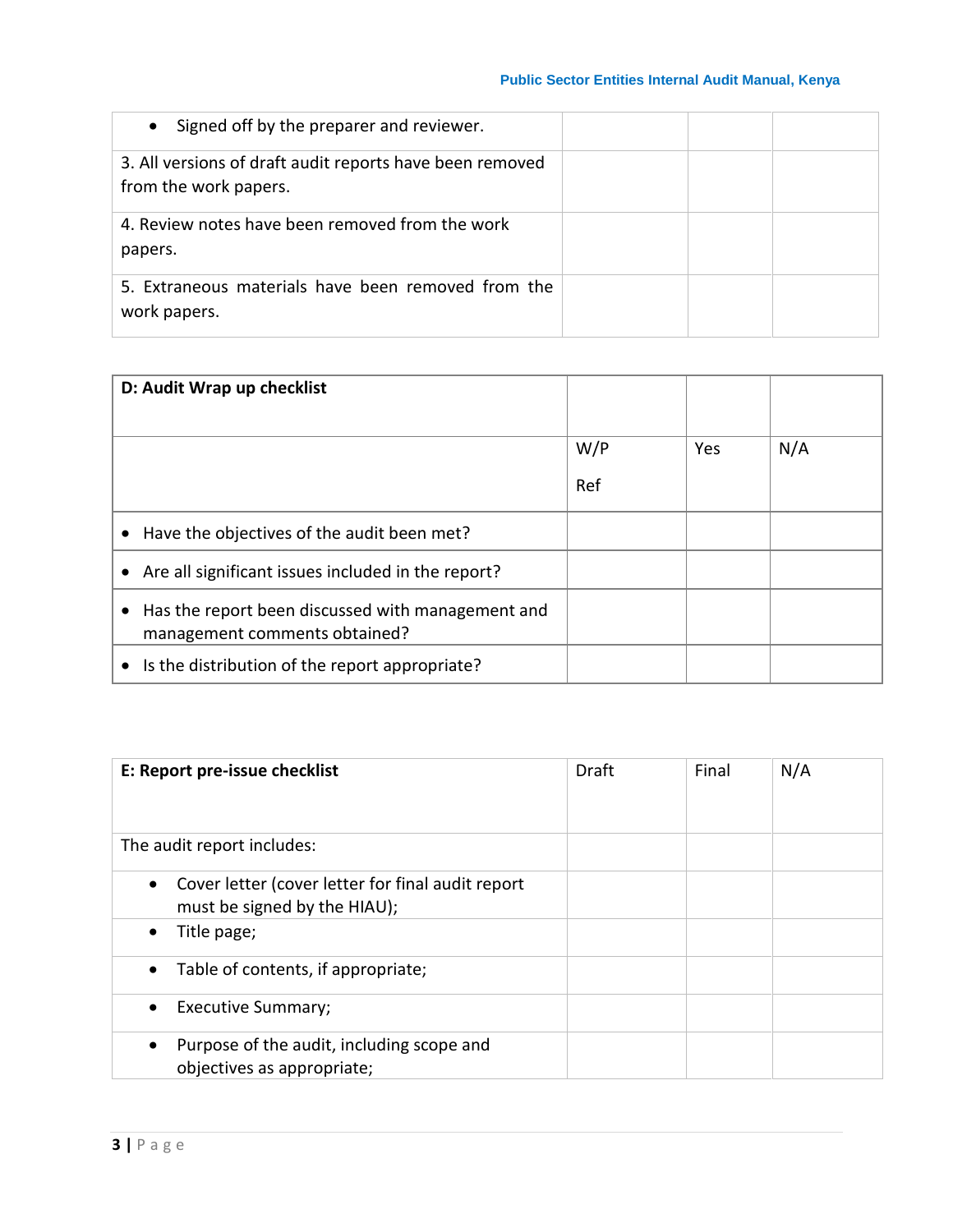| | | | |
|---|---|---|---|
| • Signed off by the preparer and reviewer. | | | |
| 3. All versions of draft audit reports have been removed from the work papers. | | | |
| 4. Review notes have been removed from the work papers. | | | |
| 5. Extraneous materials have been removed from the work papers. | | | |

| **D: Audit Wrap up checklist** | | | |
|---|---|---|---|
| | W/P Ref | Yes | N/A |
| • Have the objectives of the audit been met? | | | |
| • Are all significant issues included in the report? | | | |
| • Has the report been discussed with management and management comments obtained? | | | |
| • Is the distribution of the report appropriate? | | | |

| **E: Report pre-issue checklist** | Draft | Final | N/A |
|---|---|---|---|
| The audit report includes: | | | |
| • Cover letter (cover letter for final audit report must be signed by the HIAU); | | | |
| • Title page; | | | |
| • Table of contents, if appropriate; | | | |
| • Executive Summary; | | | |
| • Purpose of the audit, including scope and objectives as appropriate; | | | |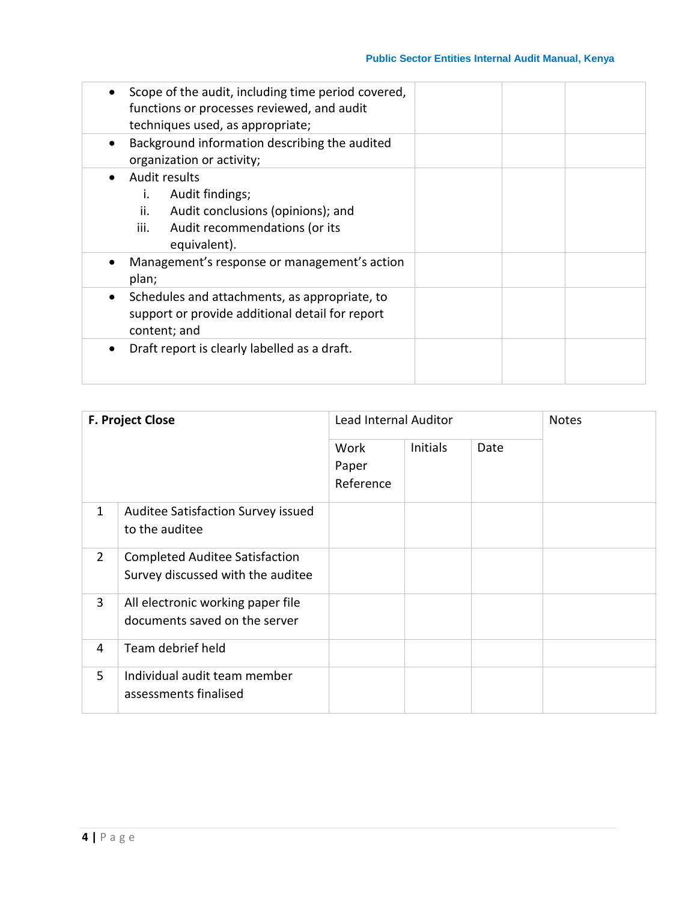| | | | |
|---|---|---|---|
| • Scope of the audit, including time period covered, functions or processes reviewed, and audit techniques used, as appropriate; | | | |
| • Background information describing the audited organization or activity; | | | |
| • Audit results<br>i. Audit findings;<br>ii. Audit conclusions (opinions); and<br>iii. Audit recommendations (or its equivalent). | | | |
| • Management's response or management's action plan; | | | |
| • Schedules and attachments, as appropriate, to support or provide additional detail for report content; and | | | |
| • Draft report is clearly labelled as a draft. | | | |

| **F. Project Close** | | Lead Internal Auditor | | | Notes |
|---|---|---|---|---|---|
| | | Work Paper Reference | Initials | Date | |
| 1 | Auditee Satisfaction Survey issued to the auditee | | | | |
| 2 | Completed Auditee Satisfaction Survey discussed with the auditee | | | | |
| 3 | All electronic working paper file documents saved on the server | | | | |
| 4 | Team debrief held | | | | |
| 5 | Individual audit team member assessments finalised | | | | |